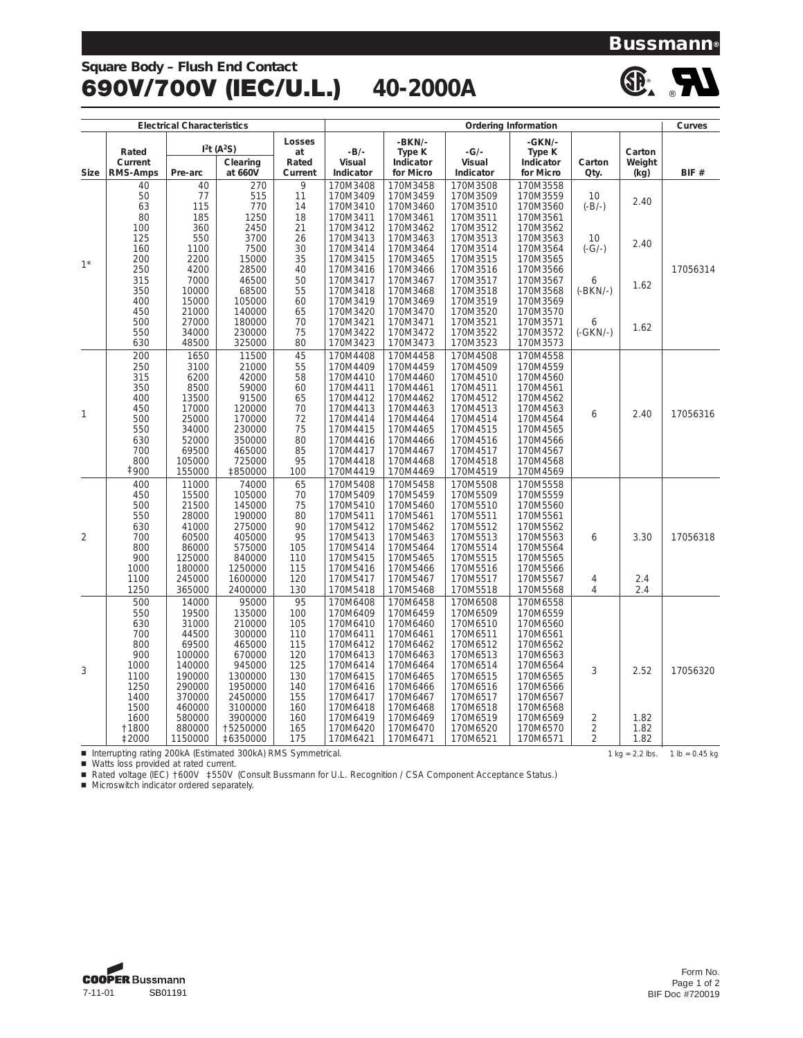**Bussmann®**

## Square Body – Flush End Contact

# 690V/700V (IEC/U.L.) 40-2000A

| Electrical Characteristics | | | | | Ordering Information | | | | | | Curves |
|---|---|---|---|---|---|---|---|---|---|---|---|
| Size | Rated Current RMS-Amps | $I^2t$ ($A^2S$) Pre-arc | $I^2t$ ($A^2S$) Clearing at 660V | Losses at Rated Current | -B/- Visual Indicator | -BKN/- Type K Indicator for Micro | -G/- Visual Indicator | -GKN/- Type K Indicator for Micro | Carton Qty. | Carton Weight (kg) | BIF # |
| 1* | 40 | 40 | 270 | 9 | 170M3408 | 170M3458 | 170M3508 | 170M3558 | 10 (-B/-) | 2.40 | 17056314 |
| | 50 | 77 | 515 | 11 | 170M3409 | 170M3459 | 170M3509 | 170M3559 | | | |
| | 63 | 115 | 770 | 14 | 170M3410 | 170M3460 | 170M3510 | 170M3560 | | | |
| | 80 | 185 | 1250 | 18 | 170M3411 | 170M3461 | 170M3511 | 170M3561 | | | |
| | 100 | 360 | 2450 | 21 | 170M3412 | 170M3462 | 170M3512 | 170M3562 | 10 (-G/-) | 2.40 | |
| | 125 | 550 | 3700 | 26 | 170M3413 | 170M3463 | 170M3513 | 170M3563 | | | |
| | 160 | 1100 | 7500 | 30 | 170M3414 | 170M3464 | 170M3514 | 170M3564 | | | |
| | 200 | 2200 | 15000 | 35 | 170M3415 | 170M3465 | 170M3515 | 170M3565 | | | |
| | 250 | 4200 | 28500 | 40 | 170M3416 | 170M3466 | 170M3516 | 170M3566 | 6 (-BKN/-) | 1.62 | |
| | 315 | 7000 | 46500 | 50 | 170M3417 | 170M3467 | 170M3517 | 170M3567 | | | |
| | 350 | 10000 | 68500 | 55 | 170M3418 | 170M3468 | 170M3518 | 170M3568 | | | |
| | 400 | 15000 | 105000 | 60 | 170M3419 | 170M3469 | 170M3519 | 170M3569 | | | |
| | 450 | 21000 | 140000 | 65 | 170M3420 | 170M3470 | 170M3520 | 170M3570 | 6 (-GKN/-) | 1.62 | |
| | 500 | 27000 | 180000 | 70 | 170M3421 | 170M3471 | 170M3521 | 170M3571 | | | |
| | 550 | 34000 | 230000 | 75 | 170M3422 | 170M3472 | 170M3522 | 170M3572 | | | |
| | 630 | 48500 | 325000 | 80 | 170M3423 | 170M3473 | 170M3523 | 170M3573 | | | |
| 1 | 200 | 1650 | 11500 | 45 | 170M4408 | 170M4458 | 170M4508 | 170M4558 | 6 | 2.40 | 17056316 |
| | 250 | 3100 | 21000 | 55 | 170M4409 | 170M4459 | 170M4509 | 170M4559 | | | |
| | 315 | 6200 | 42000 | 58 | 170M4410 | 170M4460 | 170M4510 | 170M4560 | | | |
| | 350 | 8500 | 59000 | 60 | 170M4411 | 170M4461 | 170M4511 | 170M4561 | | | |
| | 400 | 13500 | 91500 | 65 | 170M4412 | 170M4462 | 170M4512 | 170M4562 | | | |
| | 450 | 17000 | 120000 | 70 | 170M4413 | 170M4463 | 170M4513 | 170M4563 | | | |
| | 500 | 25000 | 170000 | 72 | 170M4414 | 170M4464 | 170M4514 | 170M4564 | | | |
| | 550 | 34000 | 230000 | 75 | 170M4415 | 170M4465 | 170M4515 | 170M4565 | | | |
| | 630 | 52000 | 350000 | 80 | 170M4416 | 170M4466 | 170M4516 | 170M4566 | | | |
| | 700 | 69500 | 465000 | 85 | 170M4417 | 170M4467 | 170M4517 | 170M4567 | | | |
| | 800 | 105000 | 725000 | 95 | 170M4418 | 170M4468 | 170M4518 | 170M4568 | | | |
| | ‡900 | 155000 | ‡850000 | 100 | 170M4419 | 170M4469 | 170M4519 | 170M4569 | | | |
| 2 | 400 | 11000 | 74000 | 65 | 170M5408 | 170M5458 | 170M5508 | 170M5558 | 6 | 3.30 | 17056318 |
| | 450 | 15500 | 105000 | 70 | 170M5409 | 170M5459 | 170M5509 | 170M5559 | | | |
| | 500 | 21500 | 145000 | 75 | 170M5410 | 170M5460 | 170M5510 | 170M5560 | | | |
| | 550 | 28000 | 190000 | 80 | 170M5411 | 170M5461 | 170M5511 | 170M5561 | | | |
| | 630 | 41000 | 275000 | 90 | 170M5412 | 170M5462 | 170M5512 | 170M5562 | | | |
| | 700 | 60500 | 405000 | 95 | 170M5413 | 170M5463 | 170M5513 | 170M5563 | | | |
| | 800 | 86000 | 575000 | 105 | 170M5414 | 170M5464 | 170M5514 | 170M5564 | | | |
| | 900 | 125000 | 840000 | 110 | 170M5415 | 170M5465 | 170M5515 | 170M5565 | | | |
| | 1000 | 180000 | 1250000 | 115 | 170M5416 | 170M5466 | 170M5516 | 170M5566 | | | |
| | 1100 | 245000 | 1600000 | 120 | 170M5417 | 170M5467 | 170M5517 | 170M5567 | 4 | 2.4 | |
| | 1250 | 365000 | 2400000 | 130 | 170M5418 | 170M5468 | 170M5518 | 170M5568 | 4 | 2.4 | |
| 3 | 500 | 14000 | 95000 | 95 | 170M6408 | 170M6458 | 170M6508 | 170M6558 | 3 | 2.52 | 17056320 |
| | 550 | 19500 | 135000 | 100 | 170M6409 | 170M6459 | 170M6509 | 170M6559 | | | |
| | 630 | 31000 | 210000 | 105 | 170M6410 | 170M6460 | 170M6510 | 170M6560 | | | |
| | 700 | 44500 | 300000 | 110 | 170M6411 | 170M6461 | 170M6511 | 170M6561 | | | |
| | 800 | 69500 | 465000 | 115 | 170M6412 | 170M6462 | 170M6512 | 170M6562 | | | |
| | 900 | 100000 | 670000 | 120 | 170M6413 | 170M6463 | 170M6513 | 170M6563 | | | |
| | 1000 | 140000 | 945000 | 125 | 170M6414 | 170M6464 | 170M6514 | 170M6564 | | | |
| | 1100 | 190000 | 1300000 | 130 | 170M6415 | 170M6465 | 170M6515 | 170M6565 | | | |
| | 1250 | 290000 | 1950000 | 140 | 170M6416 | 170M6466 | 170M6516 | 170M6566 | | | |
| | 1400 | 370000 | 2450000 | 155 | 170M6417 | 170M6467 | 170M6517 | 170M6567 | | | |
| | 1500 | 460000 | 3100000 | 160 | 170M6418 | 170M6468 | 170M6518 | 170M6568 | | | |
| | 1600 | 580000 | 3900000 | 160 | 170M6419 | 170M6469 | 170M6519 | 170M6569 | 2 | 1.82 | |
| | †1800 | 880000 | †5250000 | 165 | 170M6420 | 170M6470 | 170M6520 | 170M6570 | 2 | 1.82 | |
| | ‡2000 | 1150000 | ‡6350000 | 175 | 170M6421 | 170M6471 | 170M6521 | 170M6571 | 2 | 1.82 | |

- Interrupting rating 200kA (Estimated 300kA) RMS Symmetrical.
- Watts loss provided at rated current.
- Rated voltage (IEC) †600V ‡550V (Consult Bussmann for U.L. Recognition / CSA Component Acceptance Status.)
- Microswitch indicator ordered separately.

1 kg = 2.2 lbs. 1 lb = 0.45 kg

COOPER Bussmann
7-11-01 SB01191

Form No.
BIF Doc #720019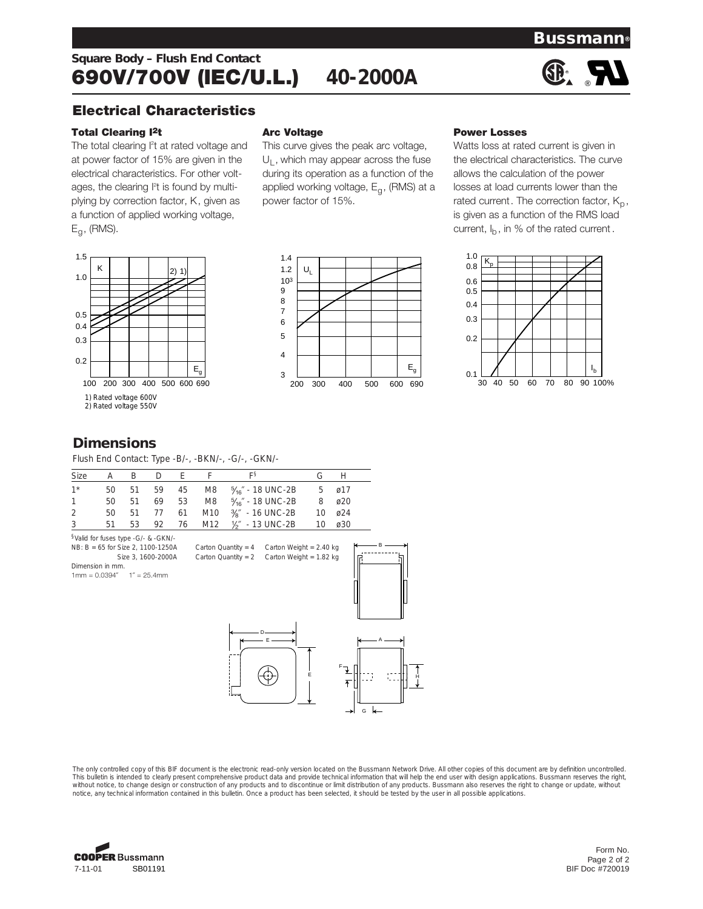Square Body – Flush End Contact

# 690V/700V (IEC/U.L.) 40-2000A

## Electrical Characteristics

### Total Clearing $I^2t$

The total clearing $I^2t$ at rated voltage and at power factor of 15% are given in the electrical characteristics. For other voltages, the clearing $I^2t$ is found by multiplying by correction factor, K, given as a function of applied working voltage, $E_g$, (RMS).

1.5
K
2) 1)
1.0
0.5
0.4
0.3
0.2
$E_g$
100 200 300 400 500 600 690

1) Rated voltage 600V
2) Rated voltage 550V

### Arc Voltage

This curve gives the peak arc voltage, $U_L$, which may appear across the fuse during its operation as a function of the applied working voltage, $E_g$, (RMS) at a power factor of 15%.

1.4
1.2
$U_L$
$10^3$
9
8
7
6
5
4
3
$E_g$
200 300 400 500 600 690

### Power Losses

Watts loss at rated current is given in the electrical characteristics. The curve allows the calculation of the power losses at load currents lower than the rated current. The correction factor, $K_p$, is given as a function of the RMS load current, $I_b$, in % of the rated current.

1.0
0.8
$K_p$
0.6
0.5
0.4
0.3
0.2
0.1
$I_b$
30 40 50 60 70 80 90 100%

## Dimensions

Flush End Contact: Type -B/-, -BKN/-, -G/-, -GKN/-

| Size | A | B | D | E | F | F§ | G | H |
|---|---|---|---|---|---|---|---|---|
| 1* | 50 | 51 | 59 | 45 | M8 | 5/16" - 18 UNC-2B | 5 | ø17 |
| 1 | 50 | 51 | 69 | 53 | M8 | 5/16" - 18 UNC-2B | 8 | ø20 |
| 2 | 50 | 51 | 77 | 61 | M10 | 3/8" - 16 UNC-2B | 10 | ø24 |
| 3 | 51 | 53 | 92 | 76 | M12 | 1/2" - 13 UNC-2B | 10 | ø30 |

§Valid for fuses type -G/- & -GKN/-

NB: B = 65 for Size 2, 1100-1250A Carton Quantity = 4 Carton Weight = 2.40 kg
Size 3, 1600-2000A Carton Quantity = 2 Carton Weight = 1.82 kg

Dimension in mm.
1mm = 0.0394" 1" = 25.4mm

B
D
E
A
E
F
H
G

The only controlled copy of this BIF document is the electronic read-only version located on the Bussmann Network Drive. All other copies of this document are by definition uncontrolled. This bulletin is intended to clearly present comprehensive product data and provide technical information that will help the end user with design applications. Bussmann reserves the right, without notice, to change design or construction of any products and to discontinue or limit distribution of any products. Bussmann also reserves the right to change or update, without notice, any technical information contained in this bulletin. Once a product has been selected, it should be tested by the user in all possible applications.

COOPER Bussmann
7-11-01 SB01191

Form No.
BIF Doc #720019